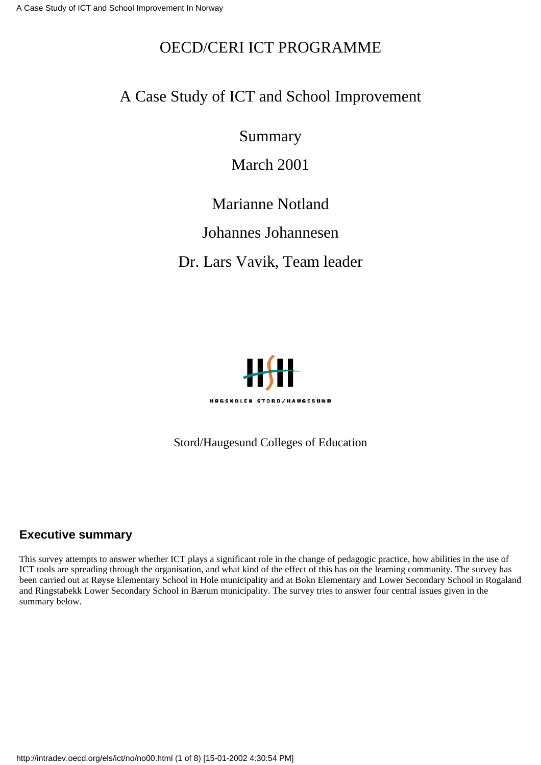# OECD/CERI ICT PROGRAMME

## A Case Study of ICT and School Improvement

Summary

March 2001

Marianne Notland

Johannes Johannesen

Dr. Lars Vavik, Team leader

HØGSKOLEN STORD/HAUGESUND

Stord/Haugesund Colleges of Education

### Executive summary

This survey attempts to answer whether ICT plays a significant role in the change of pedagogic practice, how abilities in the use of ICT tools are spreading through the organisation, and what kind of the effect of this has on the learning community. The survey has been carried out at Røyse Elementary School in Hole municipality and at Bokn Elementary and Lower Secondary School in Rogaland and Ringstabekk Lower Secondary School in Bærum municipality. The survey tries to answer four central issues given in the summary below.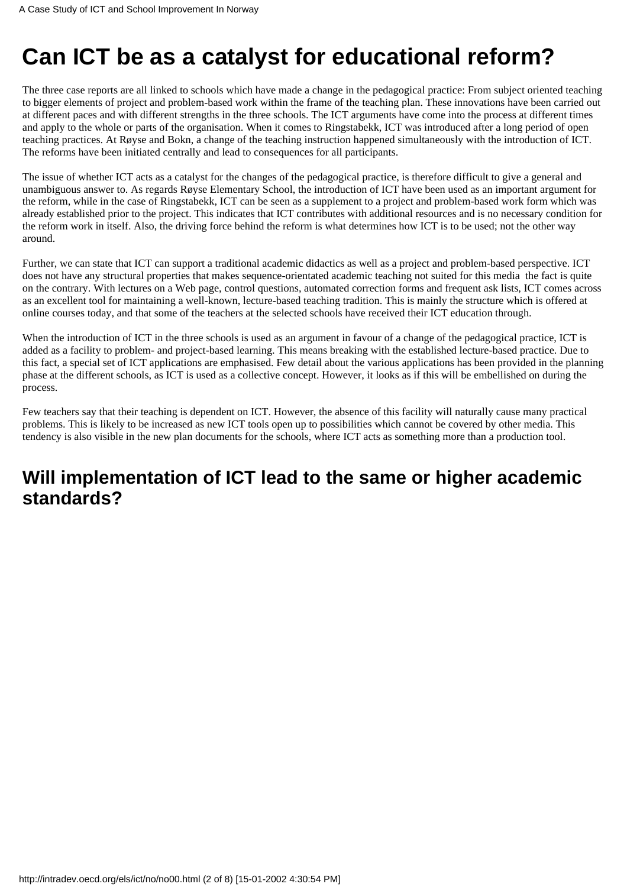# Can ICT be as a catalyst for educational reform?

The three case reports are all linked to schools which have made a change in the pedagogical practice: From subject oriented teaching to bigger elements of project and problem-based work within the frame of the teaching plan. These innovations have been carried out at different paces and with different strengths in the three schools. The ICT arguments have come into the process at different times and apply to the whole or parts of the organisation. When it comes to Ringstabekk, ICT was introduced after a long period of open teaching practices. At Røyse and Bokn, a change of the teaching instruction happened simultaneously with the introduction of ICT. The reforms have been initiated centrally and lead to consequences for all participants.

The issue of whether ICT acts as a catalyst for the changes of the pedagogical practice, is therefore difficult to give a general and unambiguous answer to. As regards Røyse Elementary School, the introduction of ICT have been used as an important argument for the reform, while in the case of Ringstabekk, ICT can be seen as a supplement to a project and problem-based work form which was already established prior to the project. This indicates that ICT contributes with additional resources and is no necessary condition for the reform work in itself. Also, the driving force behind the reform is what determines how ICT is to be used; not the other way around.

Further, we can state that ICT can support a traditional academic didactics as well as a project and problem-based perspective. ICT does not have any structural properties that makes sequence-orientated academic teaching not suited for this media  the fact is quite on the contrary. With lectures on a Web page, control questions, automated correction forms and frequent ask lists, ICT comes across as an excellent tool for maintaining a well-known, lecture-based teaching tradition. This is mainly the structure which is offered at online courses today, and that some of the teachers at the selected schools have received their ICT education through.

When the introduction of ICT in the three schools is used as an argument in favour of a change of the pedagogical practice, ICT is added as a facility to problem- and project-based learning. This means breaking with the established lecture-based practice. Due to this fact, a special set of ICT applications are emphasised. Few detail about the various applications has been provided in the planning phase at the different schools, as ICT is used as a collective concept. However, it looks as if this will be embellished on during the process.

Few teachers say that their teaching is dependent on ICT. However, the absence of this facility will naturally cause many practical problems. This is likely to be increased as new ICT tools open up to possibilities which cannot be covered by other media. This tendency is also visible in the new plan documents for the schools, where ICT acts as something more than a production tool.

## Will implementation of ICT lead to the same or higher academic standards?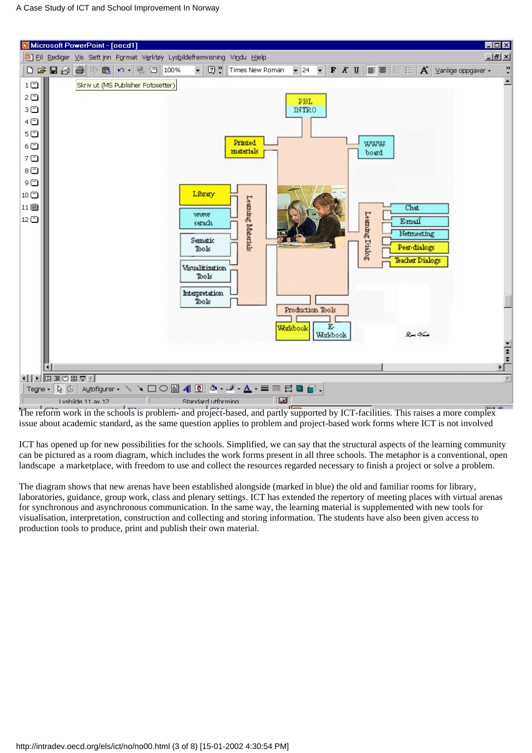The reform work in the schools is problem- and project-based, and partly supported by ICT-facilities. This raises a more complex issue about academic standard, as the same question applies to problem and project-based work forms where ICT is not involved

ICT has opened up for new possibilities for the schools. Simplified, we can say that the structural aspects of the learning community can be pictured as a room diagram, which includes the work forms present in all three schools. The metaphor is a conventional, open landscape  a marketplace, with freedom to use and collect the resources regarded necessary to finish a project or solve a problem.

The diagram shows that new arenas have been established alongside (marked in blue) the old and familiar rooms for library, laboratories, guidance, group work, class and plenary settings. ICT has extended the repertory of meeting places with virtual arenas for synchronous and asynchronous communication. In the same way, the learning material is supplemented with new tools for visualisation, interpretation, construction and collecting and storing information. The students have also been given access to production tools to produce, print and publish their own material.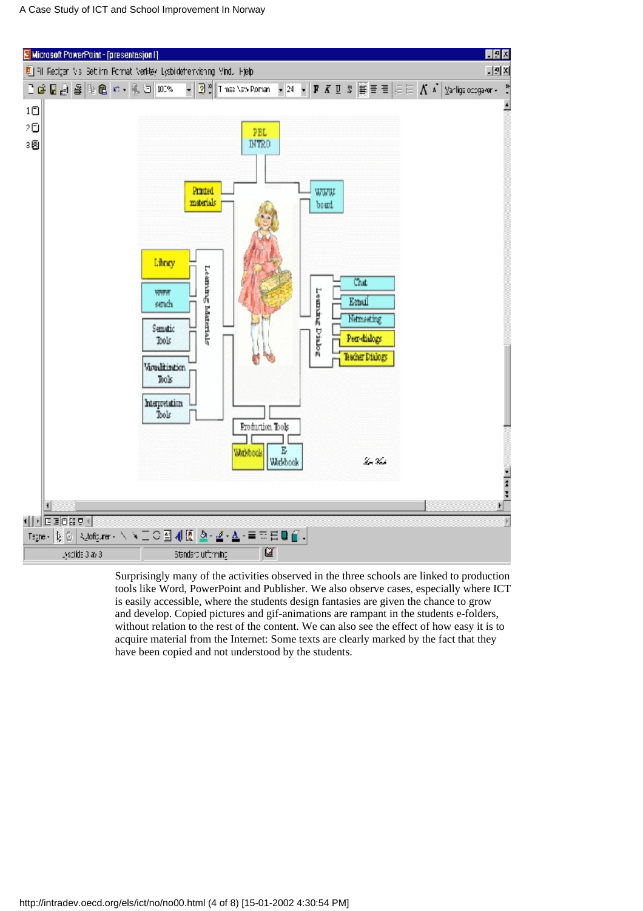Surprisingly many of the activities observed in the three schools are linked to production tools like Word, PowerPoint and Publisher. We also observe cases, especially where ICT is easily accessible, where the students design fantasies are given the chance to grow and develop. Copied pictures and gif-animations are rampant in the students e-folders, without relation to the rest of the content. We can also see the effect of how easy it is to acquire material from the Internet: Some texts are clearly marked by the fact that they have been copied and not understood by the students.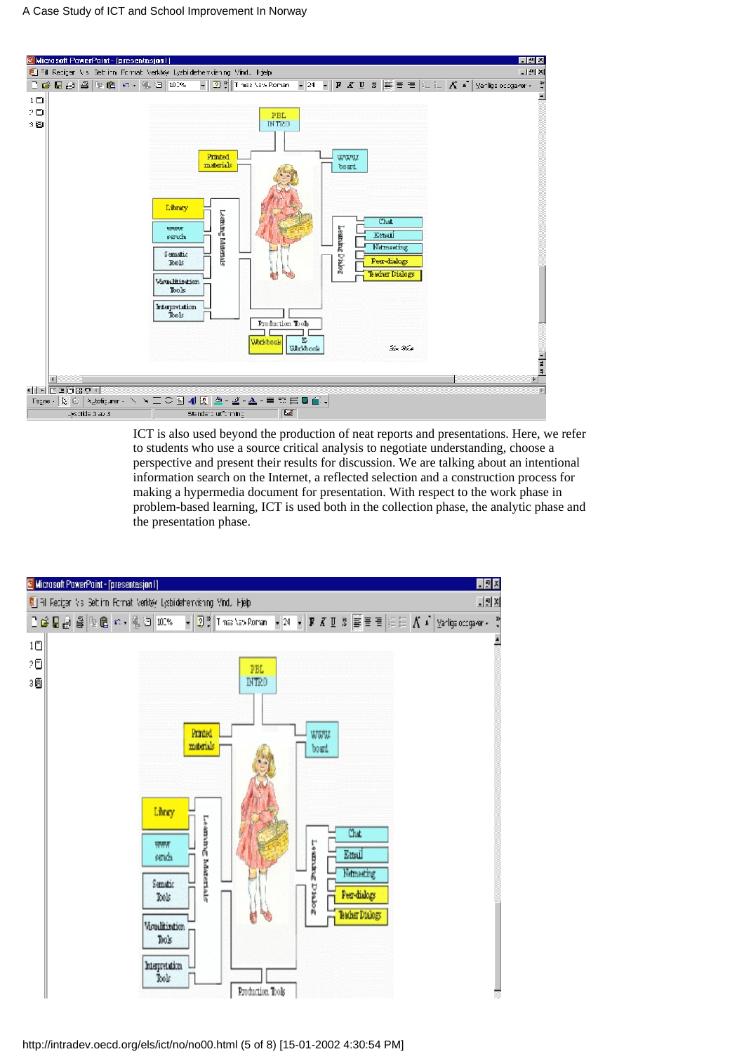ICT is also used beyond the production of neat reports and presentations. Here, we refer to students who use a source critical analysis to negotiate understanding, choose a perspective and present their results for discussion. We are talking about an intentional information search on the Internet, a reflected selection and a construction process for making a hypermedia document for presentation. With respect to the work phase in problem-based learning, ICT is used both in the collection phase, the analytic phase and the presentation phase.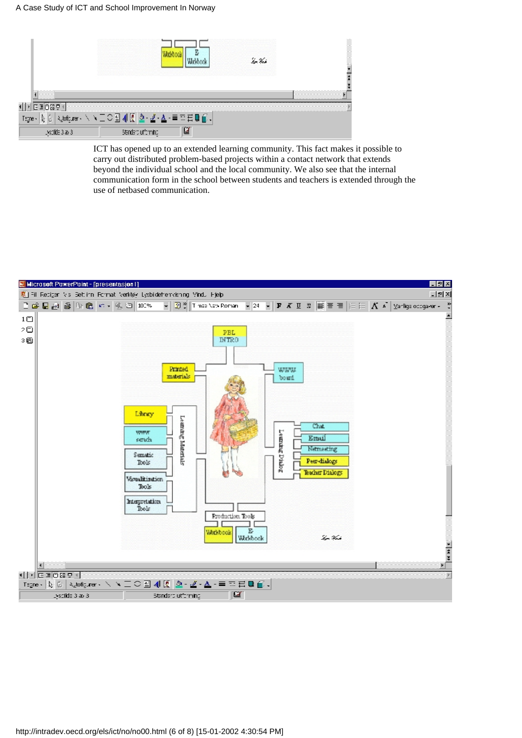ICT has opened up to an extended learning community. This fact makes it possible to carry out distributed problem-based projects within a contact network that extends beyond the individual school and the local community. We also see that the internal communication form in the school between students and teachers is extended through the use of netbased communication.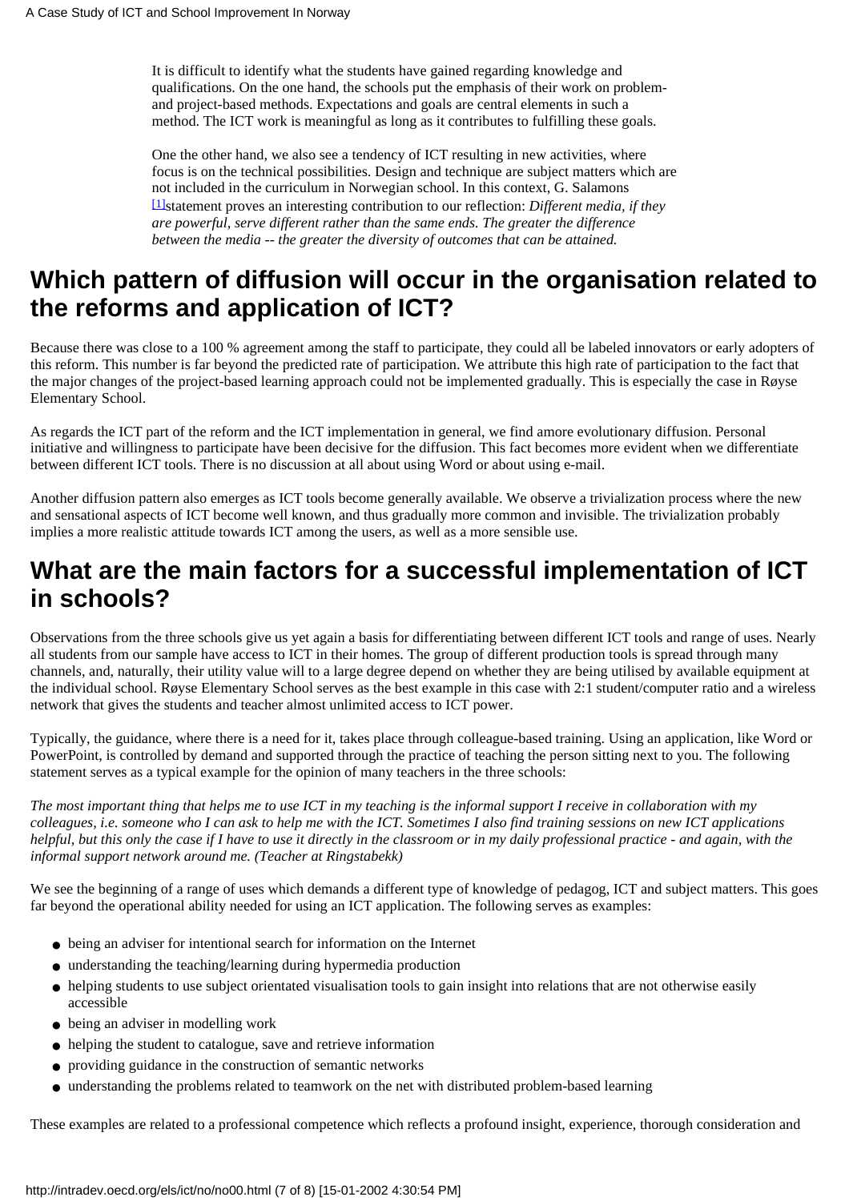It is difficult to identify what the students have gained regarding knowledge and qualifications. On the one hand, the schools put the emphasis of their work on problem- and project-based methods. Expectations and goals are central elements in such a method. The ICT work is meaningful as long as it contributes to fulfilling these goals.

One the other hand, we also see a tendency of ICT resulting in new activities, where focus is on the technical possibilities. Design and technique are subject matters which are not included in the curriculum in Norwegian school. In this context, G. Salamons [1]statement proves an interesting contribution to our reflection: *Different media, if they are powerful, serve different rather than the same ends. The greater the difference between the media -- the greater the diversity of outcomes that can be attained.*

## Which pattern of diffusion will occur in the organisation related to the reforms and application of ICT?

Because there was close to a 100 % agreement among the staff to participate, they could all be labeled innovators or early adopters of this reform. This number is far beyond the predicted rate of participation. We attribute this high rate of participation to the fact that the major changes of the project-based learning approach could not be implemented gradually. This is especially the case in Røyse Elementary School.

As regards the ICT part of the reform and the ICT implementation in general, we find amore evolutionary diffusion. Personal initiative and willingness to participate have been decisive for the diffusion. This fact becomes more evident when we differentiate between different ICT tools. There is no discussion at all about using Word or about using e-mail.

Another diffusion pattern also emerges as ICT tools become generally available. We observe a trivialization process where the new and sensational aspects of ICT become well known, and thus gradually more common and invisible. The trivialization probably implies a more realistic attitude towards ICT among the users, as well as a more sensible use.

## What are the main factors for a successful implementation of ICT in schools?

Observations from the three schools give us yet again a basis for differentiating between different ICT tools and range of uses. Nearly all students from our sample have access to ICT in their homes. The group of different production tools is spread through many channels, and, naturally, their utility value will to a large degree depend on whether they are being utilised by available equipment at the individual school. Røyse Elementary School serves as the best example in this case with 2:1 student/computer ratio and a wireless network that gives the students and teacher almost unlimited access to ICT power.

Typically, the guidance, where there is a need for it, takes place through colleague-based training. Using an application, like Word or PowerPoint, is controlled by demand and supported through the practice of teaching the person sitting next to you. The following statement serves as a typical example for the opinion of many teachers in the three schools:

*The most important thing that helps me to use ICT in my teaching is the informal support I receive in collaboration with my colleagues, i.e. someone who I can ask to help me with the ICT. Sometimes I also find training sessions on new ICT applications helpful, but this only the case if I have to use it directly in the classroom or in my daily professional practice - and again, with the informal support network around me. (Teacher at Ringstabekk)*

We see the beginning of a range of uses which demands a different type of knowledge of pedagog, ICT and subject matters. This goes far beyond the operational ability needed for using an ICT application. The following serves as examples:

- being an adviser for intentional search for information on the Internet
- understanding the teaching/learning during hypermedia production
- helping students to use subject orientated visualisation tools to gain insight into relations that are not otherwise easily accessible
- being an adviser in modelling work
- helping the student to catalogue, save and retrieve information
- providing guidance in the construction of semantic networks
- understanding the problems related to teamwork on the net with distributed problem-based learning

These examples are related to a professional competence which reflects a profound insight, experience, thorough consideration and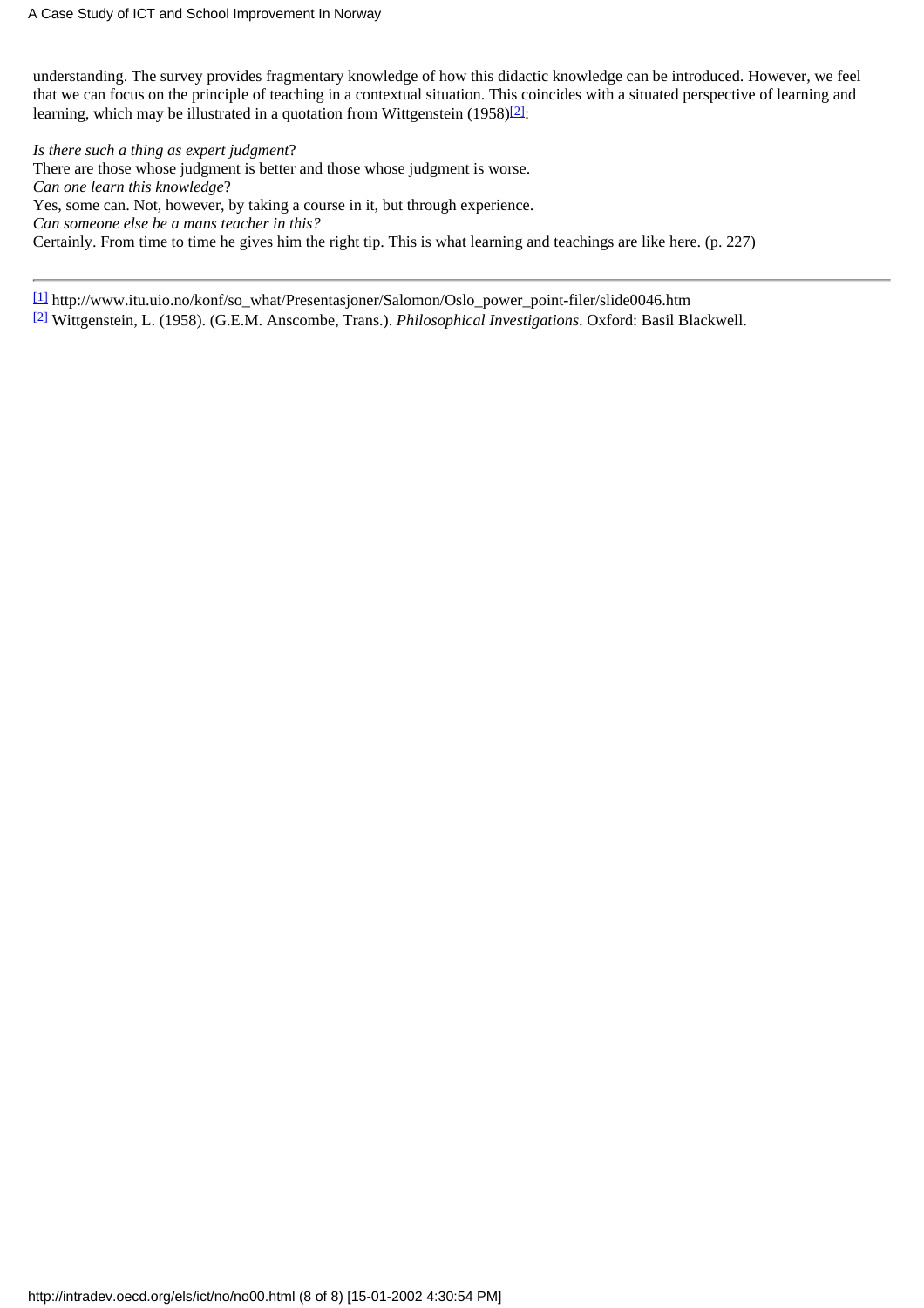understanding. The survey provides fragmentary knowledge of how this didactic knowledge can be introduced. However, we feel that we can focus on the principle of teaching in a contextual situation. This coincides with a situated perspective of learning and learning, which may be illustrated in a quotation from Wittgenstein (1958)[2]:

*Is there such a thing as expert judgment*?
There are those whose judgment is better and those whose judgment is worse.
*Can one learn this knowledge*?
Yes, some can. Not, however, by taking a course in it, but through experience.
*Can someone else be a mans teacher in this?*
Certainly. From time to time he gives him the right tip. This is what learning and teachings are like here. (p. 227)

---

[1] http://www.itu.uio.no/konf/so_what/Presentasjoner/Salomon/Oslo_power_point-filer/slide0046.htm

[2] Wittgenstein, L. (1958). (G.E.M. Anscombe, Trans.). *Philosophical Investigations*. Oxford: Basil Blackwell.